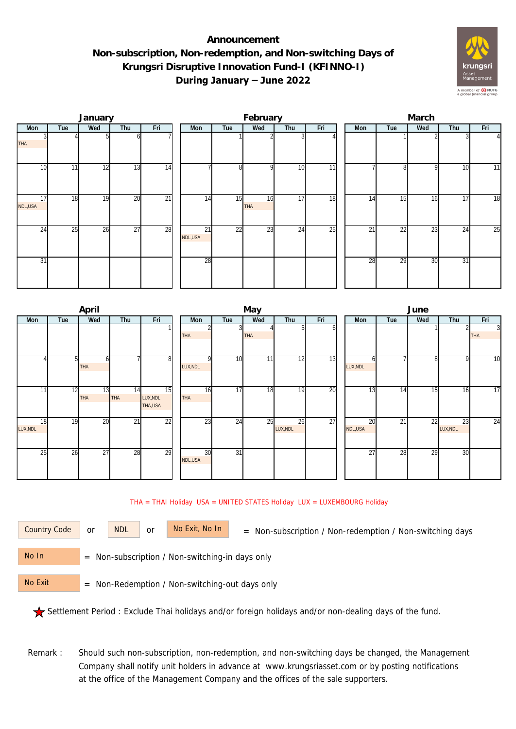# Announcement
# Non-subscription, Non-redemption, and Non-switching Days of Krungsri Disruptive Innovation Fund-I (KFINNO-I) During January – June 2022

### January

| Mon | Tue | Wed | Thu | Fri |
|---|---|---|---|---|
| 3 THA | 4 | 5 | 6 | 7 |
| 10 | 11 | 12 | 13 | 14 |
| 17 NDL,USA | 18 | 19 | 20 | 21 |
| 24 | 25 | 26 | 27 | 28 |
| 31 | | | | |

### February

| Mon | Tue | Wed | Thu | Fri |
|---|---|---|---|---|
| | 1 | 2 | 3 | 4 |
| 7 | 8 | 9 | 10 | 11 |
| 14 | 15 | 16 THA | 17 | 18 |
| 21 NDL,USA | 22 | 23 | 24 | 25 |
| 28 | | | | |

### March

| Mon | Tue | Wed | Thu | Fri |
|---|---|---|---|---|
| | 1 | 2 | 3 | 4 |
| 7 | 8 | 9 | 10 | 11 |
| 14 | 15 | 16 | 17 | 18 |
| 21 | 22 | 23 | 24 | 25 |
| 28 | 29 | 30 | 31 | |

### April

| Mon | Tue | Wed | Thu | Fri |
|---|---|---|---|---|
| | | | | 1 |
| 4 | 5 | 6 THA | 7 | 8 |
| 11 | 12 | 13 THA | 14 THA | 15 LUX,NDL THA,USA |
| 18 LUX,NDL | 19 | 20 | 21 | 22 |
| 25 | 26 | 27 | 28 | 29 |

### May

| Mon | Tue | Wed | Thu | Fri |
|---|---|---|---|---|
| 2 THA | 3 | 4 THA | 5 | 6 |
| 9 LUX,NDL | 10 | 11 | 12 | 13 |
| 16 THA | 17 | 18 | 19 | 20 |
| 23 | 24 | 25 | 26 LUX,NDL | 27 |
| 30 NDL,USA | 31 | | | |

### June

| Mon | Tue | Wed | Thu | Fri |
|---|---|---|---|---|
| | | 1 | 2 | 3 THA |
| 6 LUX,NDL | 7 | 8 | 9 | 10 |
| 13 | 14 | 15 | 16 | 17 |
| 20 NDL,USA | 21 | 22 | 23 LUX,NDL | 24 |
| 27 | 28 | 29 | 30 | |

THA = THAI Holiday USA = UNITED STATES Holiday LUX = LUXEMBOURG Holiday

Country Code or NDL or No Exit, No In = Non-subscription / Non-redemption / Non-switching days

No In = Non-subscription / Non-switching-in days only

No Exit = Non-Redemption / Non-switching-out days only

★ Settlement Period : Exclude Thai holidays and/or foreign holidays and/or non-dealing days of the fund.

Remark : Should such non-subscription, non-redemption, and non-switching days be changed, the Management Company shall notify unit holders in advance at www.krungsriasset.com or by posting notifications at the office of the Management Company and the offices of the sale supporters.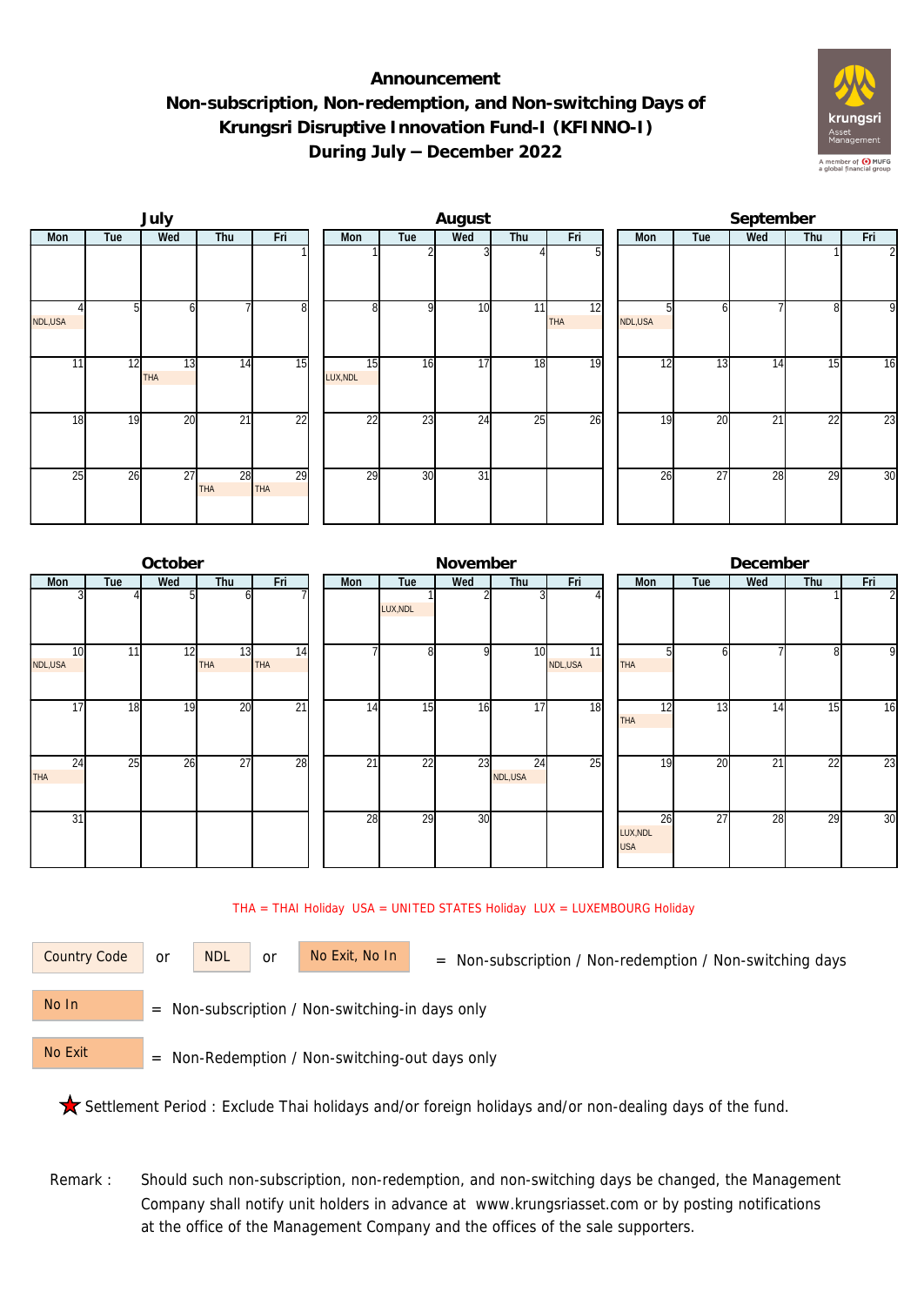# Announcement
## Non-subscription, Non-redemption, and Non-switching Days of Krungsri Disruptive Innovation Fund-I (KFINNO-I) During July – December 2022

**July**

| Mon | Tue | Wed | Thu | Fri |
|---|---|---|---|---|
| | | | | 1 |
| 4 NDL,USA | 5 | 6 | 7 | 8 |
| 11 | 12 | 13 THA | 14 | 15 |
| 18 | 19 | 20 | 21 | 22 |
| 25 | 26 | 27 | 28 THA | 29 THA |

**August**

| Mon | Tue | Wed | Thu | Fri |
|---|---|---|---|---|
| 1 | 2 | 3 | 4 | 5 |
| 8 | 9 | 10 | 11 | 12 THA |
| 15 LUX,NDL | 16 | 17 | 18 | 19 |
| 22 | 23 | 24 | 25 | 26 |
| 29 | 30 | 31 | | |

**September**

| Mon | Tue | Wed | Thu | Fri |
|---|---|---|---|---|
| | | | 1 | 2 |
| 5 NDL,USA | 6 | 7 | 8 | 9 |
| 12 | 13 | 14 | 15 | 16 |
| 19 | 20 | 21 | 22 | 23 |
| 26 | 27 | 28 | 29 | 30 |

**October**

| Mon | Tue | Wed | Thu | Fri |
|---|---|---|---|---|
| 3 | 4 | 5 | 6 | 7 |
| 10 NDL,USA | 11 | 12 | 13 THA | 14 THA |
| 17 | 18 | 19 | 20 | 21 |
| 24 THA | 25 | 26 | 27 | 28 |
| 31 | | | | |

**November**

| Mon | Tue | Wed | Thu | Fri |
|---|---|---|---|---|
| | 1 LUX,NDL | 2 | 3 | 4 |
| 7 | 8 | 9 | 10 | 11 NDL,USA |
| 14 | 15 | 16 | 17 | 18 |
| 21 | 22 | 23 | 24 NDL,USA | 25 |
| 28 | 29 | 30 | | |

**December**

| Mon | Tue | Wed | Thu | Fri |
|---|---|---|---|---|
| | | | 1 | 2 |
| 5 THA | 6 | 7 | 8 | 9 |
| 12 THA | 13 | 14 | 15 | 16 |
| 19 | 20 | 21 | 22 | 23 |
| 26 LUX,NDL USA | 27 | 28 | 29 | 30 |

THA = THAI Holiday USA = UNITED STATES Holiday LUX = LUXEMBOURG Holiday

Country Code or NDL or No Exit, No In = Non-subscription / Non-redemption / Non-switching days

No In = Non-subscription / Non-switching-in days only

No Exit = Non-Redemption / Non-switching-out days only

★ Settlement Period : Exclude Thai holidays and/or foreign holidays and/or non-dealing days of the fund.

Remark : Should such non-subscription, non-redemption, and non-switching days be changed, the Management Company shall notify unit holders in advance at www.krungsriasset.com or by posting notifications at the office of the Management Company and the offices of the sale supporters.